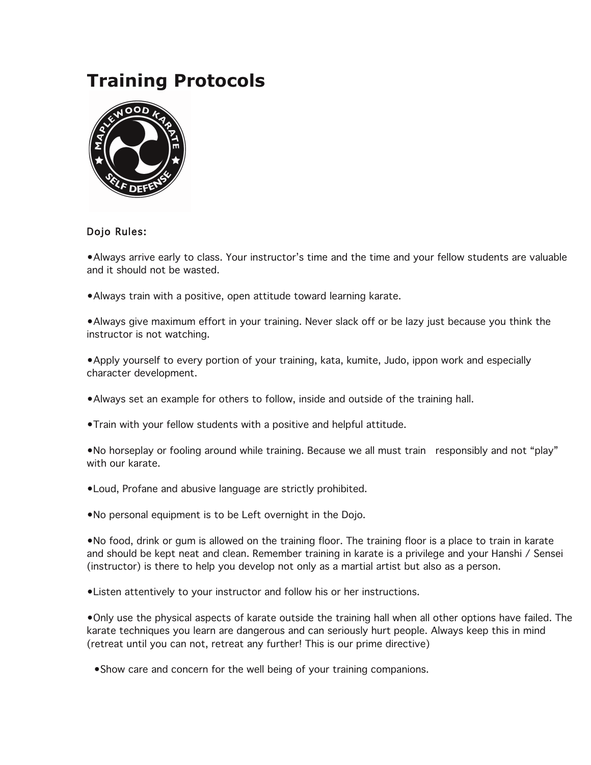# Training Protocols

Dojo Rules:

- Always arrive early to class. Your instructor's time and the time and your fellow students are valuable and it should not be wasted.
- Always train with a positive, open attitude toward learning karate.
- Always give maximum effort in your training. Never slack off or be lazy just because you think the instructor is not watching.
- Apply yourself to every portion of your training, kata, kumite, Judo, ippon work and especially character development.
- Always set an example for others to follow, inside and outside of the training hall.
- Train with your fellow students with a positive and helpful attitude.
- No horseplay or fooling around while training. Because we all must train responsibly and not "play" with our karate.
- Loud, Profane and abusive language are strictly prohibited.
- No personal equipment is to be Left overnight in the Dojo.
- No food, drink or gum is allowed on the training floor. The training floor is a place to train in karate and should be kept neat and clean. Remember training in karate is a privilege and your Hanshi / Sensei (instructor) is there to help you develop not only as a martial artist but also as a person.
- Listen attentively to your instructor and follow his or her instructions.
- Only use the physical aspects of karate outside the training hall when all other options have failed. The karate techniques you learn are dangerous and can seriously hurt people. Always keep this in mind (retreat until you can not, retreat any further! This is our prime directive)
- Show care and concern for the well being of your training companions.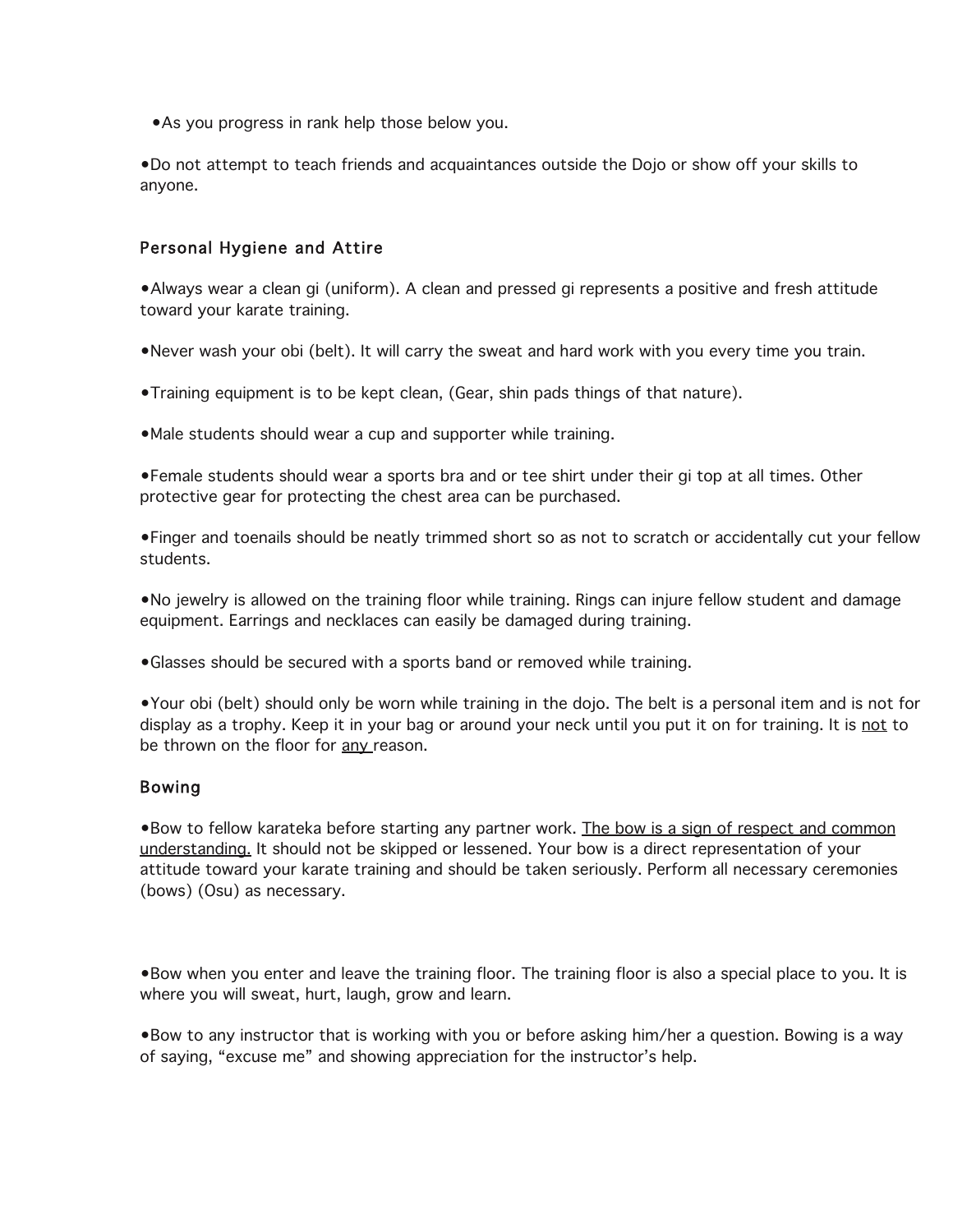- As you progress in rank help those below you.

- Do not attempt to teach friends and acquaintances outside the Dojo or show off your skills to anyone.

## Personal Hygiene and Attire

- Always wear a clean gi (uniform). A clean and pressed gi represents a positive and fresh attitude toward your karate training.

- Never wash your obi (belt). It will carry the sweat and hard work with you every time you train.

- Training equipment is to be kept clean, (Gear, shin pads things of that nature).

- Male students should wear a cup and supporter while training.

- Female students should wear a sports bra and or tee shirt under their gi top at all times. Other protective gear for protecting the chest area can be purchased.

- Finger and toenails should be neatly trimmed short so as not to scratch or accidentally cut your fellow students.

- No jewelry is allowed on the training floor while training. Rings can injure fellow student and damage equipment. Earrings and necklaces can easily be damaged during training.

- Glasses should be secured with a sports band or removed while training.

- Your obi (belt) should only be worn while training in the dojo. The belt is a personal item and is not for display as a trophy. Keep it in your bag or around your neck until you put it on for training. It is <u>not</u> to be thrown on the floor for <u>any</u> reason.

## Bowing

- Bow to fellow karateka before starting any partner work. <u>The bow is a sign of respect and common understanding.</u> It should not be skipped or lessened. Your bow is a direct representation of your attitude toward your karate training and should be taken seriously. Perform all necessary ceremonies (bows) (Osu) as necessary.

- Bow when you enter and leave the training floor. The training floor is also a special place to you. It is where you will sweat, hurt, laugh, grow and learn.

- Bow to any instructor that is working with you or before asking him/her a question. Bowing is a way of saying, "excuse me" and showing appreciation for the instructor's help.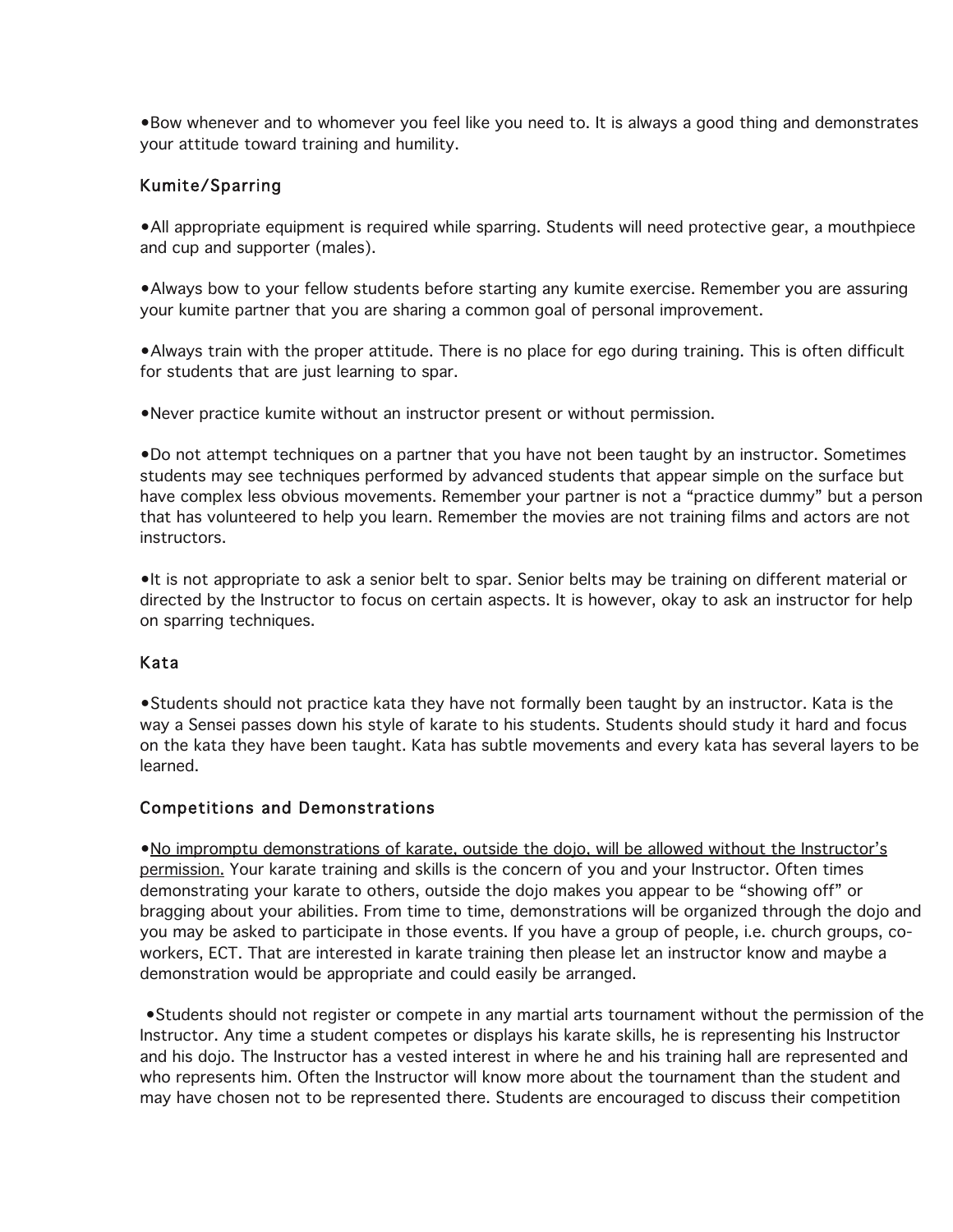•Bow whenever and to whomever you feel like you need to. It is always a good thing and demonstrates your attitude toward training and humility.

### Kumite/Sparring

•All appropriate equipment is required while sparring. Students will need protective gear, a mouthpiece and cup and supporter (males).

•Always bow to your fellow students before starting any kumite exercise. Remember you are assuring your kumite partner that you are sharing a common goal of personal improvement.

•Always train with the proper attitude. There is no place for ego during training. This is often difficult for students that are just learning to spar.

•Never practice kumite without an instructor present or without permission.

•Do not attempt techniques on a partner that you have not been taught by an instructor. Sometimes students may see techniques performed by advanced students that appear simple on the surface but have complex less obvious movements. Remember your partner is not a "practice dummy" but a person that has volunteered to help you learn. Remember the movies are not training films and actors are not instructors.

•It is not appropriate to ask a senior belt to spar. Senior belts may be training on different material or directed by the Instructor to focus on certain aspects. It is however, okay to ask an instructor for help on sparring techniques.

### Kata

•Students should not practice kata they have not formally been taught by an instructor. Kata is the way a Sensei passes down his style of karate to his students. Students should study it hard and focus on the kata they have been taught. Kata has subtle movements and every kata has several layers to be learned.

### Competitions and Demonstrations

•<u>No impromptu demonstrations of karate, outside the dojo, will be allowed without the Instructor's permission.</u> Your karate training and skills is the concern of you and your Instructor. Often times demonstrating your karate to others, outside the dojo makes you appear to be "showing off" or bragging about your abilities. From time to time, demonstrations will be organized through the dojo and you may be asked to participate in those events. If you have a group of people, i.e. church groups, co-workers, ECT. That are interested in karate training then please let an instructor know and maybe a demonstration would be appropriate and could easily be arranged.

•Students should not register or compete in any martial arts tournament without the permission of the Instructor. Any time a student competes or displays his karate skills, he is representing his Instructor and his dojo. The Instructor has a vested interest in where he and his training hall are represented and who represents him. Often the Instructor will know more about the tournament than the student and may have chosen not to be represented there. Students are encouraged to discuss their competition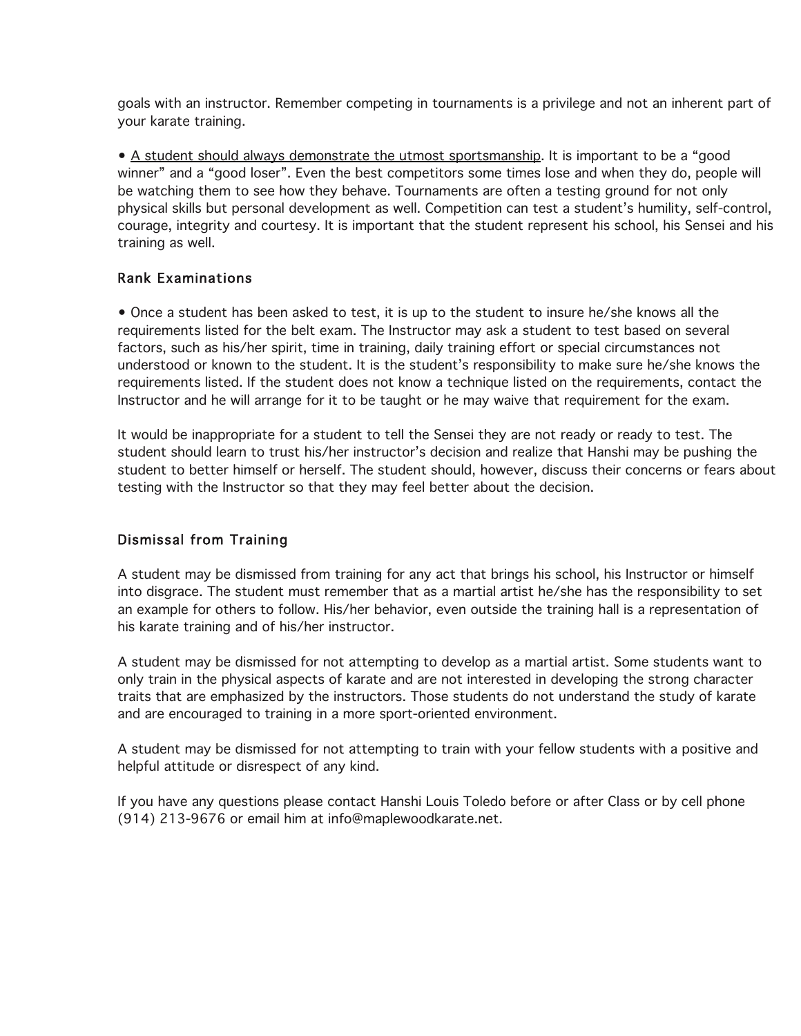goals with an instructor. Remember competing in tournaments is a privilege and not an inherent part of your karate training.

• <u>A student should always demonstrate the utmost sportsmanship</u>. It is important to be a "good winner" and a "good loser". Even the best competitors some times lose and when they do, people will be watching them to see how they behave. Tournaments are often a testing ground for not only physical skills but personal development as well. Competition can test a student's humility, self-control, courage, integrity and courtesy. It is important that the student represent his school, his Sensei and his training as well.

### Rank Examinations

• Once a student has been asked to test, it is up to the student to insure he/she knows all the requirements listed for the belt exam. The Instructor may ask a student to test based on several factors, such as his/her spirit, time in training, daily training effort or special circumstances not understood or known to the student. It is the student's responsibility to make sure he/she knows the requirements listed. If the student does not know a technique listed on the requirements, contact the Instructor and he will arrange for it to be taught or he may waive that requirement for the exam.

It would be inappropriate for a student to tell the Sensei they are not ready or ready to test. The student should learn to trust his/her instructor's decision and realize that Hanshi may be pushing the student to better himself or herself. The student should, however, discuss their concerns or fears about testing with the Instructor so that they may feel better about the decision.

### Dismissal from Training

A student may be dismissed from training for any act that brings his school, his Instructor or himself into disgrace. The student must remember that as a martial artist he/she has the responsibility to set an example for others to follow. His/her behavior, even outside the training hall is a representation of his karate training and of his/her instructor.

A student may be dismissed for not attempting to develop as a martial artist. Some students want to only train in the physical aspects of karate and are not interested in developing the strong character traits that are emphasized by the instructors. Those students do not understand the study of karate and are encouraged to training in a more sport-oriented environment.

A student may be dismissed for not attempting to train with your fellow students with a positive and helpful attitude or disrespect of any kind.

If you have any questions please contact Hanshi Louis Toledo before or after Class or by cell phone (914) 213-9676 or email him at info@maplewoodkarate.net.